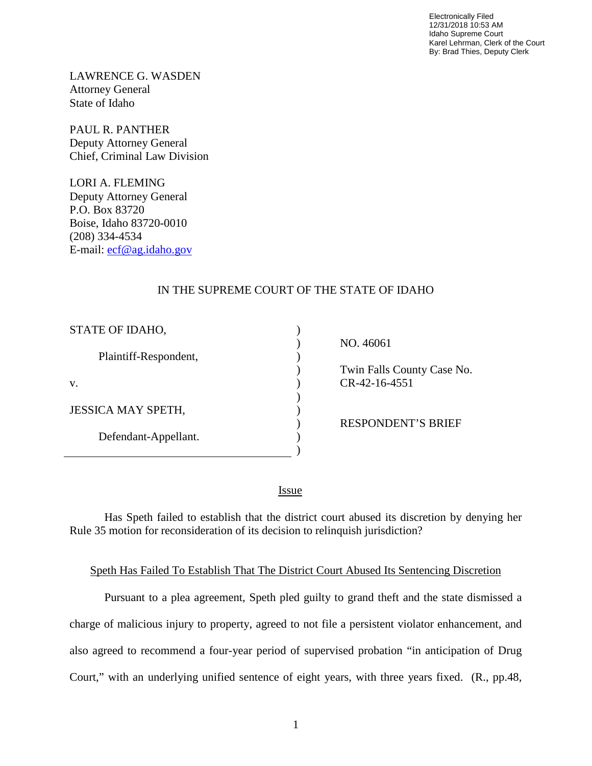Electronically Filed
12/31/2018 10:53 AM
Idaho Supreme Court
Karel Lehrman, Clerk of the Court
By: Brad Thies, Deputy Clerk

LAWRENCE G. WASDEN
Attorney General
State of Idaho

PAUL R. PANTHER
Deputy Attorney General
Chief, Criminal Law Division

LORI A. FLEMING
Deputy Attorney General
P.O. Box 83720
Boise, Idaho 83720-0010
(208) 334-4534
E-mail: ecf@ag.idaho.gov

IN THE SUPREME COURT OF THE STATE OF IDAHO

| | |
|---|---|
| STATE OF IDAHO,<br><br>Plaintiff-Respondent,<br><br>v.<br><br>JESSICA MAY SPETH,<br><br>Defendant-Appellant. | NO. 46061<br><br>Twin Falls County Case No. CR-42-16-4551<br><br>RESPONDENT'S BRIEF |

## Issue

Has Speth failed to establish that the district court abused its discretion by denying her Rule 35 motion for reconsideration of its decision to relinquish jurisdiction?

## Speth Has Failed To Establish That The District Court Abused Its Sentencing Discretion

Pursuant to a plea agreement, Speth pled guilty to grand theft and the state dismissed a charge of malicious injury to property, agreed to not file a persistent violator enhancement, and also agreed to recommend a four-year period of supervised probation "in anticipation of Drug Court," with an underlying unified sentence of eight years, with three years fixed. (R., pp.48,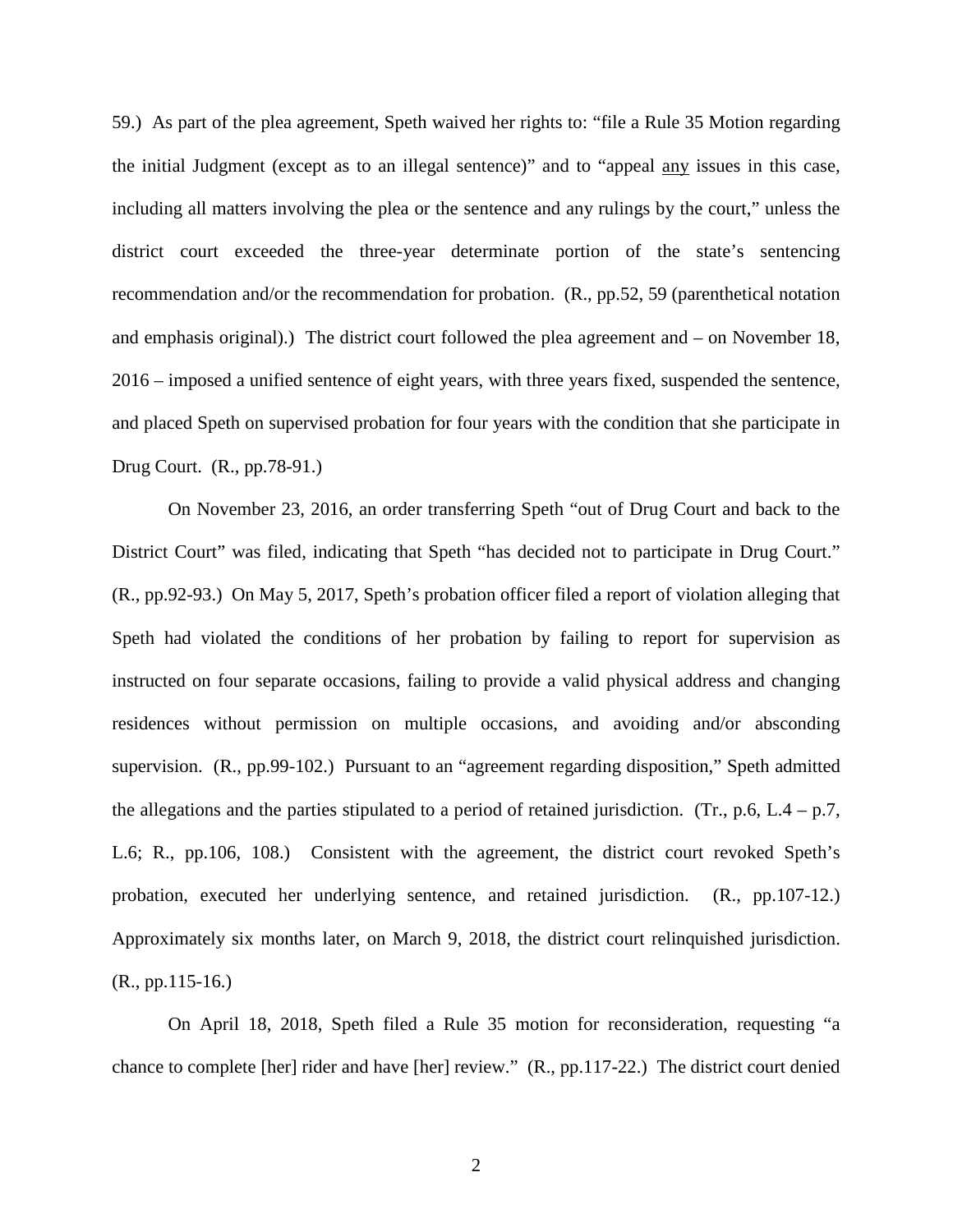59.) As part of the plea agreement, Speth waived her rights to: "file a Rule 35 Motion regarding the initial Judgment (except as to an illegal sentence)" and to "appeal <u>any</u> issues in this case, including all matters involving the plea or the sentence and any rulings by the court," unless the district court exceeded the three-year determinate portion of the state's sentencing recommendation and/or the recommendation for probation. (R., pp.52, 59 (parenthetical notation and emphasis original).) The district court followed the plea agreement and – on November 18, 2016 – imposed a unified sentence of eight years, with three years fixed, suspended the sentence, and placed Speth on supervised probation for four years with the condition that she participate in Drug Court. (R., pp.78-91.)

On November 23, 2016, an order transferring Speth "out of Drug Court and back to the District Court" was filed, indicating that Speth "has decided not to participate in Drug Court." (R., pp.92-93.) On May 5, 2017, Speth's probation officer filed a report of violation alleging that Speth had violated the conditions of her probation by failing to report for supervision as instructed on four separate occasions, failing to provide a valid physical address and changing residences without permission on multiple occasions, and avoiding and/or absconding supervision. (R., pp.99-102.) Pursuant to an "agreement regarding disposition," Speth admitted the allegations and the parties stipulated to a period of retained jurisdiction. (Tr., p.6, L.4 – p.7, L.6; R., pp.106, 108.) Consistent with the agreement, the district court revoked Speth's probation, executed her underlying sentence, and retained jurisdiction. (R., pp.107-12.) Approximately six months later, on March 9, 2018, the district court relinquished jurisdiction. (R., pp.115-16.)

On April 18, 2018, Speth filed a Rule 35 motion for reconsideration, requesting "a chance to complete [her] rider and have [her] review." (R., pp.117-22.) The district court denied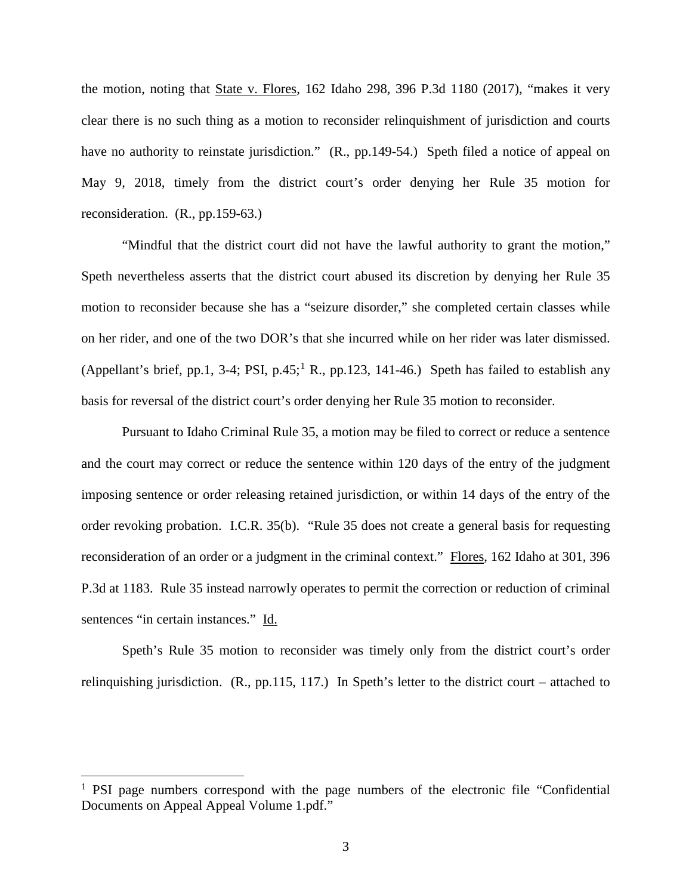the motion, noting that State v. Flores, 162 Idaho 298, 396 P.3d 1180 (2017), "makes it very clear there is no such thing as a motion to reconsider relinquishment of jurisdiction and courts have no authority to reinstate jurisdiction." (R., pp.149-54.) Speth filed a notice of appeal on May 9, 2018, timely from the district court's order denying her Rule 35 motion for reconsideration. (R., pp.159-63.)

"Mindful that the district court did not have the lawful authority to grant the motion," Speth nevertheless asserts that the district court abused its discretion by denying her Rule 35 motion to reconsider because she has a "seizure disorder," she completed certain classes while on her rider, and one of the two DOR's that she incurred while on her rider was later dismissed. (Appellant's brief, pp.1, 3-4; PSI, p.45;[1] R., pp.123, 141-46.) Speth has failed to establish any basis for reversal of the district court's order denying her Rule 35 motion to reconsider.

Pursuant to Idaho Criminal Rule 35, a motion may be filed to correct or reduce a sentence and the court may correct or reduce the sentence within 120 days of the entry of the judgment imposing sentence or order releasing retained jurisdiction, or within 14 days of the entry of the order revoking probation. I.C.R. 35(b). "Rule 35 does not create a general basis for requesting reconsideration of an order or a judgment in the criminal context." Flores, 162 Idaho at 301, 396 P.3d at 1183. Rule 35 instead narrowly operates to permit the correction or reduction of criminal sentences "in certain instances." Id.

Speth's Rule 35 motion to reconsider was timely only from the district court's order relinquishing jurisdiction. (R., pp.115, 117.) In Speth's letter to the district court – attached to

---

[1] PSI page numbers correspond with the page numbers of the electronic file "Confidential Documents on Appeal Appeal Volume 1.pdf."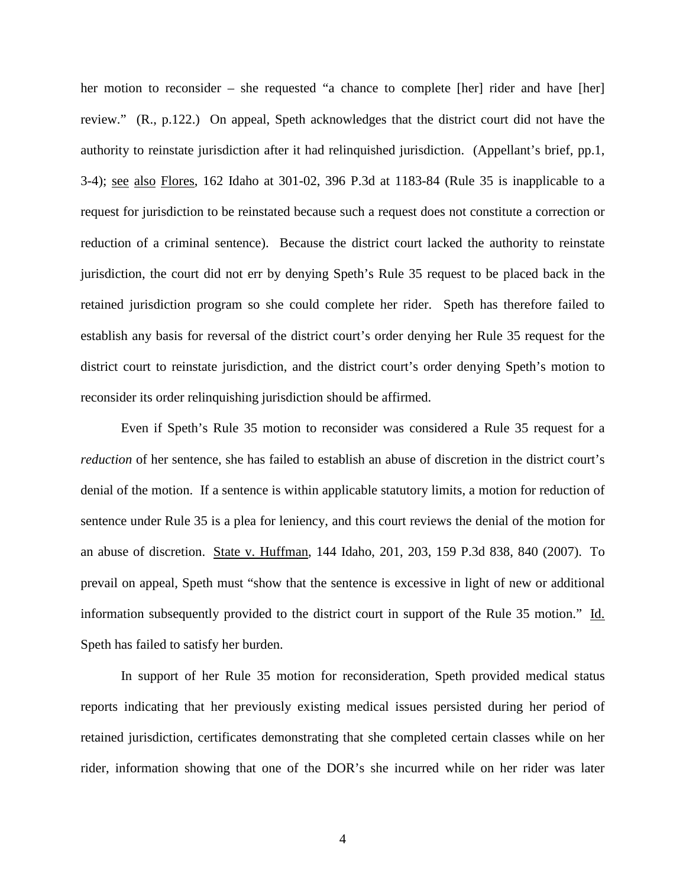her motion to reconsider – she requested "a chance to complete [her] rider and have [her] review." (R., p.122.) On appeal, Speth acknowledges that the district court did not have the authority to reinstate jurisdiction after it had relinquished jurisdiction. (Appellant's brief, pp.1, 3-4); see also Flores, 162 Idaho at 301-02, 396 P.3d at 1183-84 (Rule 35 is inapplicable to a request for jurisdiction to be reinstated because such a request does not constitute a correction or reduction of a criminal sentence). Because the district court lacked the authority to reinstate jurisdiction, the court did not err by denying Speth's Rule 35 request to be placed back in the retained jurisdiction program so she could complete her rider. Speth has therefore failed to establish any basis for reversal of the district court's order denying her Rule 35 request for the district court to reinstate jurisdiction, and the district court's order denying Speth's motion to reconsider its order relinquishing jurisdiction should be affirmed.

Even if Speth's Rule 35 motion to reconsider was considered a Rule 35 request for a *reduction* of her sentence, she has failed to establish an abuse of discretion in the district court's denial of the motion. If a sentence is within applicable statutory limits, a motion for reduction of sentence under Rule 35 is a plea for leniency, and this court reviews the denial of the motion for an abuse of discretion. State v. Huffman, 144 Idaho, 201, 203, 159 P.3d 838, 840 (2007). To prevail on appeal, Speth must "show that the sentence is excessive in light of new or additional information subsequently provided to the district court in support of the Rule 35 motion." Id. Speth has failed to satisfy her burden.

In support of her Rule 35 motion for reconsideration, Speth provided medical status reports indicating that her previously existing medical issues persisted during her period of retained jurisdiction, certificates demonstrating that she completed certain classes while on her rider, information showing that one of the DOR's she incurred while on her rider was later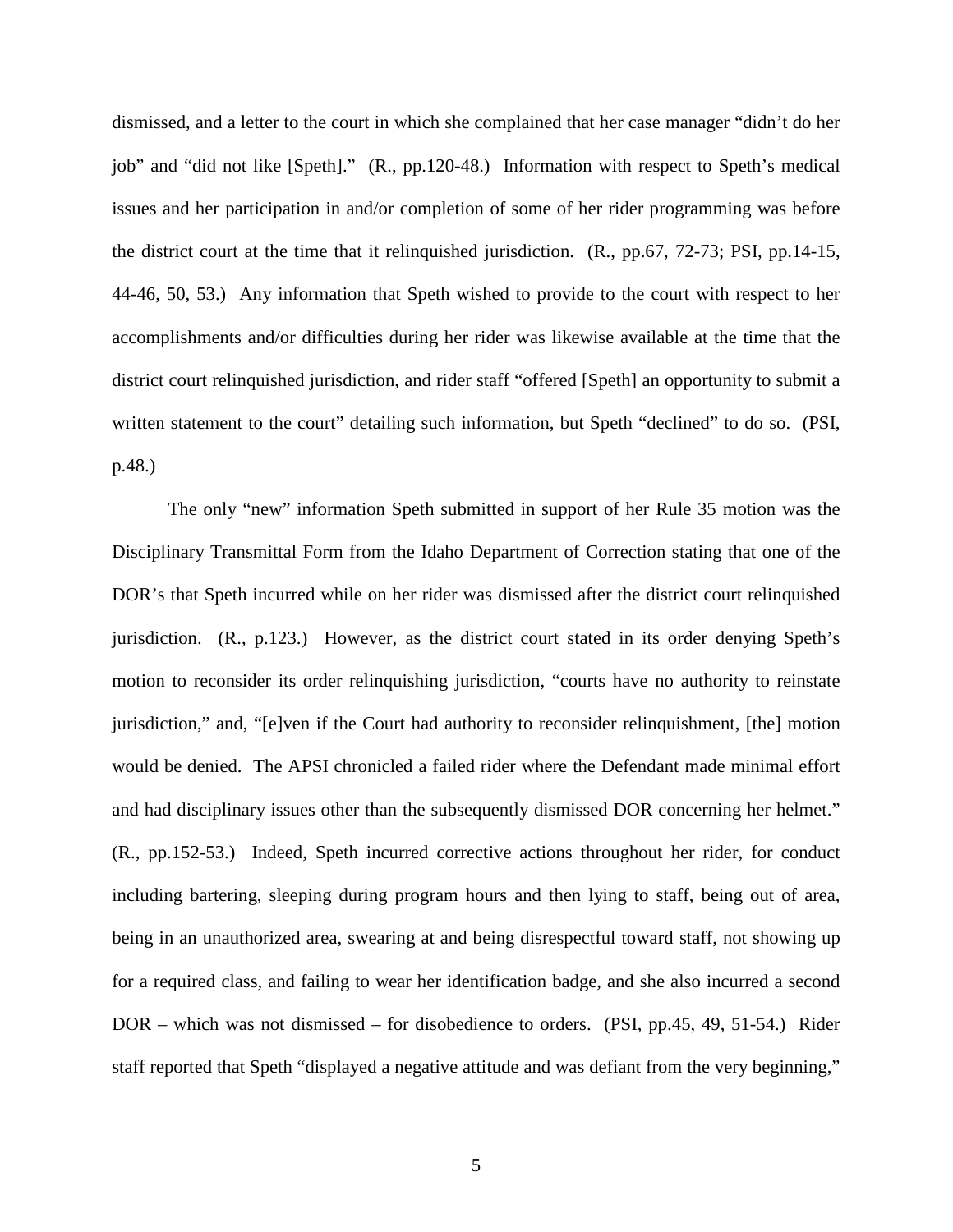dismissed, and a letter to the court in which she complained that her case manager "didn't do her job" and "did not like [Speth]." (R., pp.120-48.) Information with respect to Speth's medical issues and her participation in and/or completion of some of her rider programming was before the district court at the time that it relinquished jurisdiction. (R., pp.67, 72-73; PSI, pp.14-15, 44-46, 50, 53.) Any information that Speth wished to provide to the court with respect to her accomplishments and/or difficulties during her rider was likewise available at the time that the district court relinquished jurisdiction, and rider staff "offered [Speth] an opportunity to submit a written statement to the court" detailing such information, but Speth "declined" to do so. (PSI, p.48.)

The only "new" information Speth submitted in support of her Rule 35 motion was the Disciplinary Transmittal Form from the Idaho Department of Correction stating that one of the DOR's that Speth incurred while on her rider was dismissed after the district court relinquished jurisdiction. (R., p.123.) However, as the district court stated in its order denying Speth's motion to reconsider its order relinquishing jurisdiction, "courts have no authority to reinstate jurisdiction," and, "[e]ven if the Court had authority to reconsider relinquishment, [the] motion would be denied. The APSI chronicled a failed rider where the Defendant made minimal effort and had disciplinary issues other than the subsequently dismissed DOR concerning her helmet." (R., pp.152-53.) Indeed, Speth incurred corrective actions throughout her rider, for conduct including bartering, sleeping during program hours and then lying to staff, being out of area, being in an unauthorized area, swearing at and being disrespectful toward staff, not showing up for a required class, and failing to wear her identification badge, and she also incurred a second DOR – which was not dismissed – for disobedience to orders. (PSI, pp.45, 49, 51-54.) Rider staff reported that Speth "displayed a negative attitude and was defiant from the very beginning,"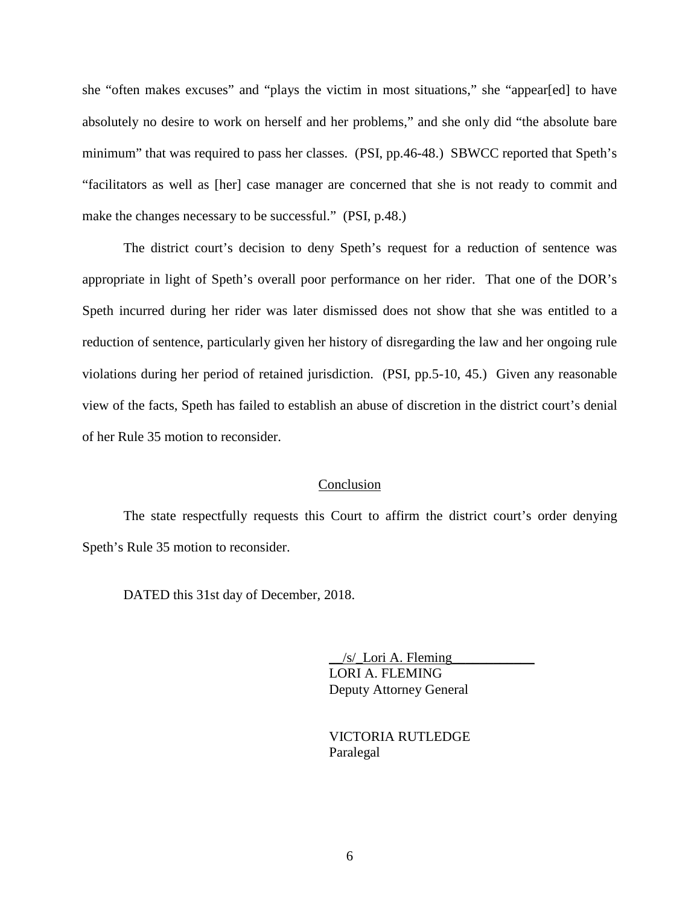she "often makes excuses" and "plays the victim in most situations," she "appear[ed] to have absolutely no desire to work on herself and her problems," and she only did "the absolute bare minimum" that was required to pass her classes. (PSI, pp.46-48.) SBWCC reported that Speth's "facilitators as well as [her] case manager are concerned that she is not ready to commit and make the changes necessary to be successful." (PSI, p.48.)

The district court's decision to deny Speth's request for a reduction of sentence was appropriate in light of Speth's overall poor performance on her rider. That one of the DOR's Speth incurred during her rider was later dismissed does not show that she was entitled to a reduction of sentence, particularly given her history of disregarding the law and her ongoing rule violations during her period of retained jurisdiction. (PSI, pp.5-10, 45.) Given any reasonable view of the facts, Speth has failed to establish an abuse of discretion in the district court's denial of her Rule 35 motion to reconsider.

## Conclusion

The state respectfully requests this Court to affirm the district court's order denying Speth's Rule 35 motion to reconsider.

DATED this 31st day of December, 2018.

/s/ Lori A. Fleming
LORI A. FLEMING
Deputy Attorney General

VICTORIA RUTLEDGE
Paralegal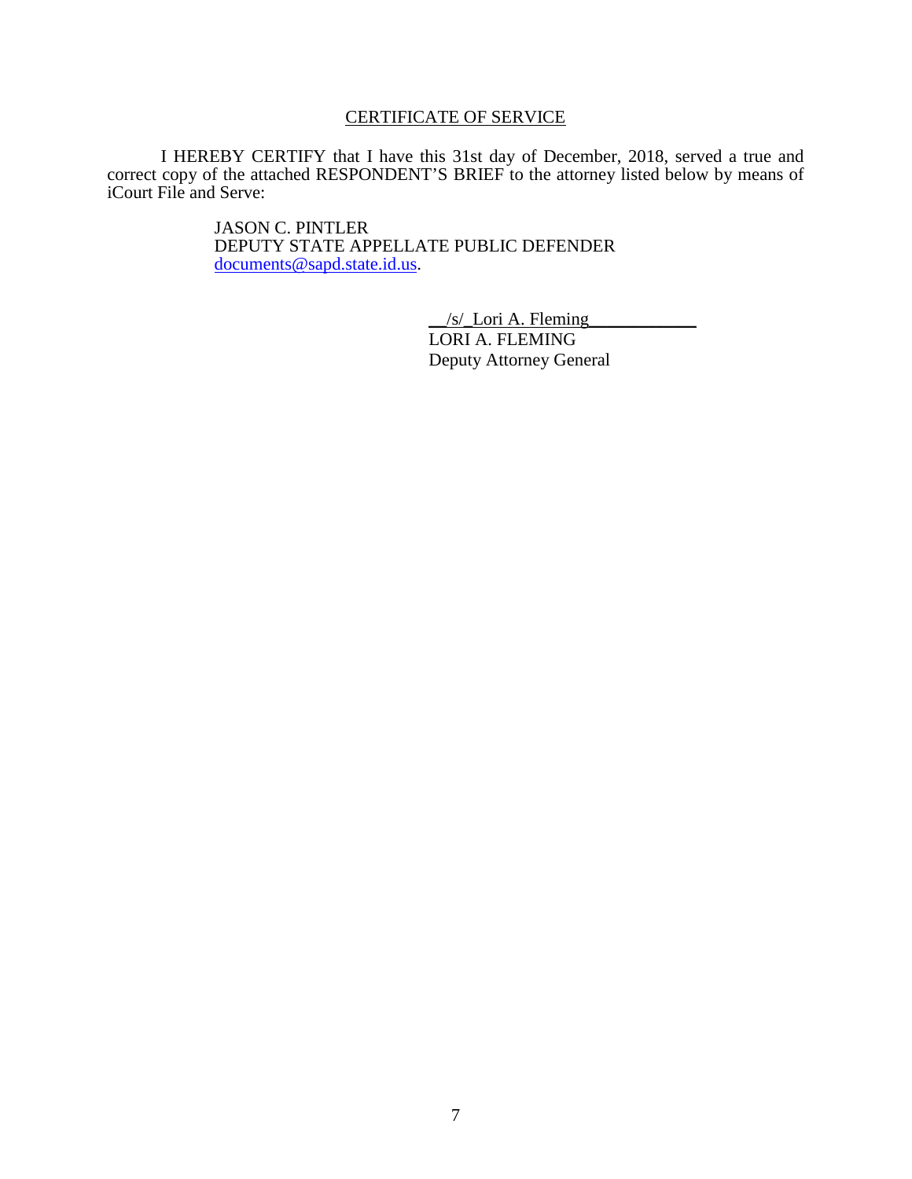CERTIFICATE OF SERVICE

I HEREBY CERTIFY that I have this 31st day of December, 2018, served a true and correct copy of the attached RESPONDENT'S BRIEF to the attorney listed below by means of iCourt File and Serve:

JASON C. PINTLER
DEPUTY STATE APPELLATE PUBLIC DEFENDER
documents@sapd.state.id.us.

/s/ Lori A. Fleming
LORI A. FLEMING
Deputy Attorney General